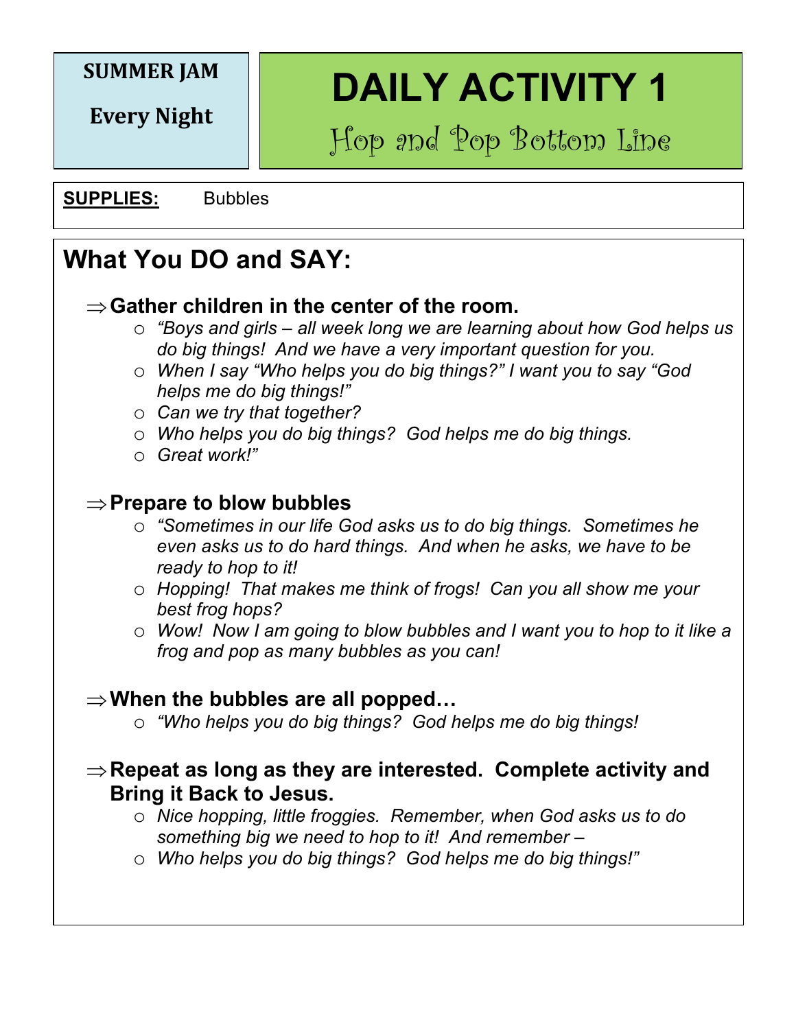**SUMMER JAM**

**Every Night**

# DAILY ACTIVITY 1

## Hop and Pop Bottom Line

**SUPPLIES:** Bubbles

## What You DO and SAY:

⇒ **Gather children in the center of the room.**

- *"Boys and girls – all week long we are learning about how God helps us do big things! And we have a very important question for you.*
- *When I say "Who helps you do big things?" I want you to say "God helps me do big things!"*
- *Can we try that together?*
- *Who helps you do big things? God helps me do big things.*
- *Great work!"*

⇒ **Prepare to blow bubbles**

- *"Sometimes in our life God asks us to do big things. Sometimes he even asks us to do hard things. And when he asks, we have to be ready to hop to it!*
- *Hopping! That makes me think of frogs! Can you all show me your best frog hops?*
- *Wow! Now I am going to blow bubbles and I want you to hop to it like a frog and pop as many bubbles as you can!*

⇒ **When the bubbles are all popped…**

- *"Who helps you do big things? God helps me do big things!*

⇒ **Repeat as long as they are interested. Complete activity and Bring it Back to Jesus.**

- *Nice hopping, little froggies. Remember, when God asks us to do something big we need to hop to it! And remember –*
- *Who helps you do big things? God helps me do big things!"*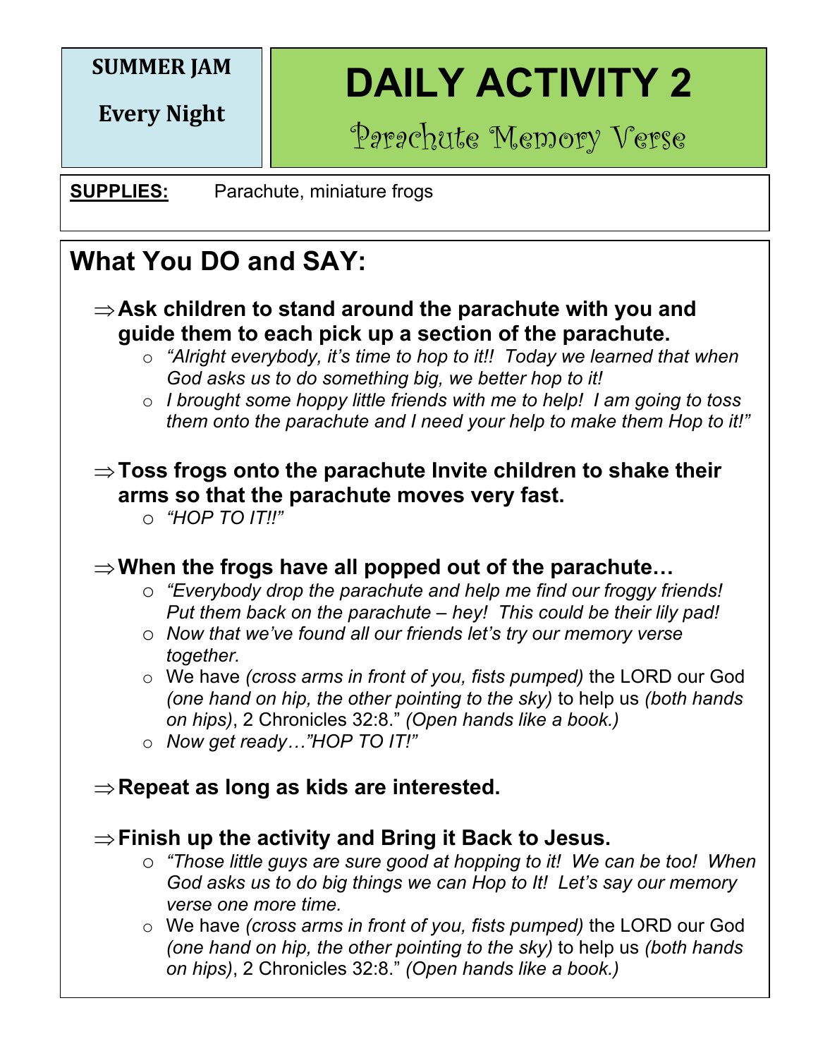**SUMMER JAM**

**Every Night**

# DAILY ACTIVITY 2

## Parachute Memory Verse

**SUPPLIES:** Parachute, miniature frogs

## What You DO and SAY:

⇒ **Ask children to stand around the parachute with you and guide them to each pick up a section of the parachute.**

- *"Alright everybody, it's time to hop to it!! Today we learned that when God asks us to do something big, we better hop to it!*
- *I brought some hoppy little friends with me to help! I am going to toss them onto the parachute and I need your help to make them Hop to it!"*

⇒ **Toss frogs onto the parachute Invite children to shake their arms so that the parachute moves very fast.**

- *"HOP TO IT!!"*

⇒ **When the frogs have all popped out of the parachute…**

- *"Everybody drop the parachute and help me find our froggy friends! Put them back on the parachute – hey! This could be their lily pad!*
- *Now that we've found all our friends let's try our memory verse together.*
- We have *(cross arms in front of you, fists pumped)* the LORD our God *(one hand on hip, the other pointing to the sky)* to help us *(both hands on hips)*, 2 Chronicles 32:8." *(Open hands like a book.)*
- *Now get ready…"HOP TO IT!"*

⇒ **Repeat as long as kids are interested.**

⇒ **Finish up the activity and Bring it Back to Jesus.**

- *"Those little guys are sure good at hopping to it! We can be too! When God asks us to do big things we can Hop to It! Let's say our memory verse one more time.*
- We have *(cross arms in front of you, fists pumped)* the LORD our God *(one hand on hip, the other pointing to the sky)* to help us *(both hands on hips)*, 2 Chronicles 32:8." *(Open hands like a book.)*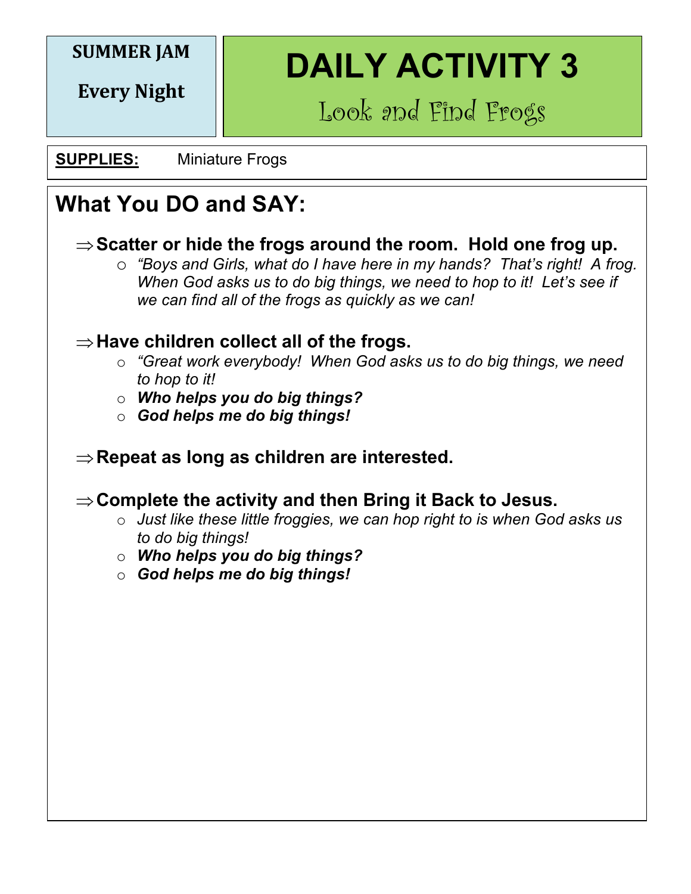**SUMMER JAM**

**Every Night**

# DAILY ACTIVITY 3

## Look and Find Frogs

**SUPPLIES:** Miniature Frogs

## What You DO and SAY:

⇒ **Scatter or hide the frogs around the room. Hold one frog up.**

- *"Boys and Girls, what do I have here in my hands? That's right! A frog. When God asks us to do big things, we need to hop to it! Let's see if we can find all of the frogs as quickly as we can!*

⇒ **Have children collect all of the frogs.**

- *"Great work everybody! When God asks us to do big things, we need to hop to it!*
- ***Who helps you do big things?***
- ***God helps me do big things!***

⇒ **Repeat as long as children are interested.**

⇒ **Complete the activity and then Bring it Back to Jesus.**

- *Just like these little froggies, we can hop right to is when God asks us to do big things!*
- ***Who helps you do big things?***
- ***God helps me do big things!***